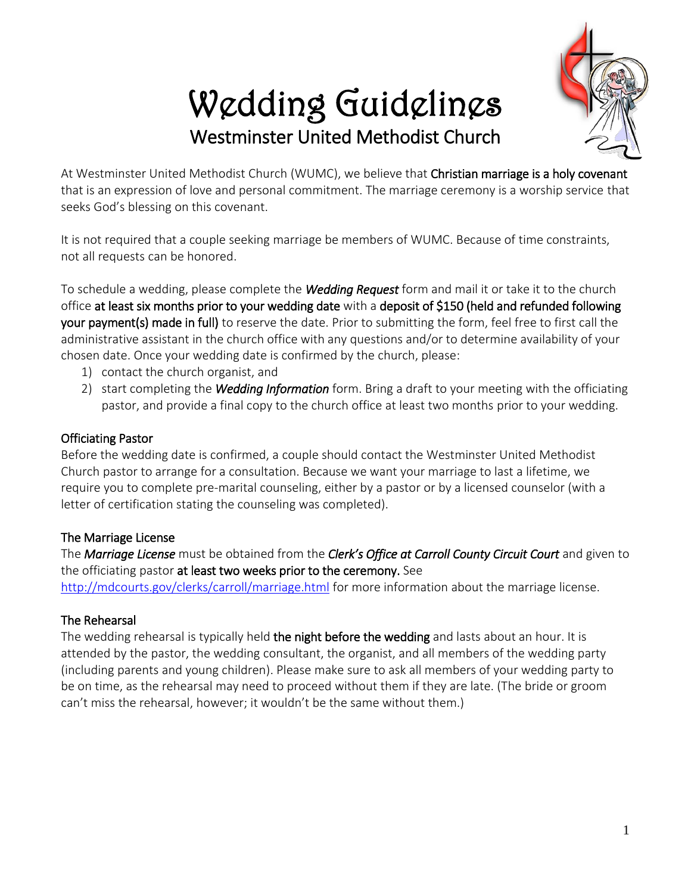# Wedding Guidelines

## Westminster United Methodist Church

At Westminster United Methodist Church (WUMC), we believe that **Christian marriage is a holy covenant** that is an expression of love and personal commitment. The marriage ceremony is a worship service that seeks God's blessing on this covenant.

It is not required that a couple seeking marriage be members of WUMC. Because of time constraints, not all requests can be honored.

To schedule a wedding, please complete the ***Wedding Request*** form and mail it or take it to the church office **at least six months prior to your wedding date** with a **deposit of $150 (held and refunded following your payment(s) made in full)** to reserve the date. Prior to submitting the form, feel free to first call the administrative assistant in the church office with any questions and/or to determine availability of your chosen date. Once your wedding date is confirmed by the church, please:

1) contact the church organist, and
2) start completing the ***Wedding Information*** form. Bring a draft to your meeting with the officiating pastor, and provide a final copy to the church office at least two months prior to your wedding.

### Officiating Pastor

Before the wedding date is confirmed, a couple should contact the Westminster United Methodist Church pastor to arrange for a consultation. Because we want your marriage to last a lifetime, we require you to complete pre-marital counseling, either by a pastor or by a licensed counselor (with a letter of certification stating the counseling was completed).

### The Marriage License

The ***Marriage License*** must be obtained from the ***Clerk's Office at Carroll County Circuit Court*** and given to the officiating pastor **at least two weeks prior to the ceremony.** See http://mdcourts.gov/clerks/carroll/marriage.html for more information about the marriage license.

### The Rehearsal

The wedding rehearsal is typically held **the night before the wedding** and lasts about an hour. It is attended by the pastor, the wedding consultant, the organist, and all members of the wedding party (including parents and young children). Please make sure to ask all members of your wedding party to be on time, as the rehearsal may need to proceed without them if they are late. (The bride or groom can't miss the rehearsal, however; it wouldn't be the same without them.)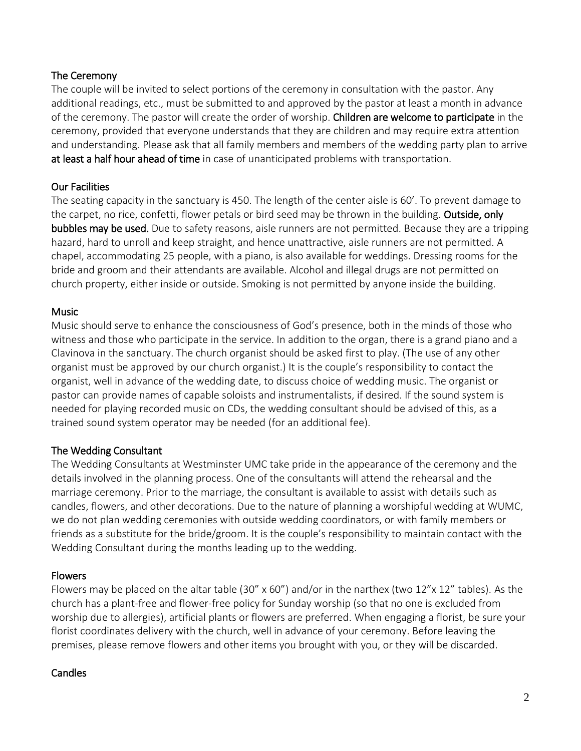## The Ceremony

The couple will be invited to select portions of the ceremony in consultation with the pastor. Any additional readings, etc., must be submitted to and approved by the pastor at least a month in advance of the ceremony. The pastor will create the order of worship. **Children are welcome to participate** in the ceremony, provided that everyone understands that they are children and may require extra attention and understanding. Please ask that all family members and members of the wedding party plan to arrive **at least a half hour ahead of time** in case of unanticipated problems with transportation.

## Our Facilities

The seating capacity in the sanctuary is 450. The length of the center aisle is 60'. To prevent damage to the carpet, no rice, confetti, flower petals or bird seed may be thrown in the building. **Outside, only bubbles may be used.** Due to safety reasons, aisle runners are not permitted. Because they are a tripping hazard, hard to unroll and keep straight, and hence unattractive, aisle runners are not permitted. A chapel, accommodating 25 people, with a piano, is also available for weddings. Dressing rooms for the bride and groom and their attendants are available. Alcohol and illegal drugs are not permitted on church property, either inside or outside. Smoking is not permitted by anyone inside the building.

## Music

Music should serve to enhance the consciousness of God's presence, both in the minds of those who witness and those who participate in the service. In addition to the organ, there is a grand piano and a Clavinova in the sanctuary. The church organist should be asked first to play. (The use of any other organist must be approved by our church organist.) It is the couple's responsibility to contact the organist, well in advance of the wedding date, to discuss choice of wedding music. The organist or pastor can provide names of capable soloists and instrumentalists, if desired. If the sound system is needed for playing recorded music on CDs, the wedding consultant should be advised of this, as a trained sound system operator may be needed (for an additional fee).

## The Wedding Consultant

The Wedding Consultants at Westminster UMC take pride in the appearance of the ceremony and the details involved in the planning process. One of the consultants will attend the rehearsal and the marriage ceremony. Prior to the marriage, the consultant is available to assist with details such as candles, flowers, and other decorations. Due to the nature of planning a worshipful wedding at WUMC, we do not plan wedding ceremonies with outside wedding coordinators, or with family members or friends as a substitute for the bride/groom. It is the couple's responsibility to maintain contact with the Wedding Consultant during the months leading up to the wedding.

## Flowers

Flowers may be placed on the altar table (30" x 60") and/or in the narthex (two 12"x 12" tables). As the church has a plant-free and flower-free policy for Sunday worship (so that no one is excluded from worship due to allergies), artificial plants or flowers are preferred. When engaging a florist, be sure your florist coordinates delivery with the church, well in advance of your ceremony. Before leaving the premises, please remove flowers and other items you brought with you, or they will be discarded.

## Candles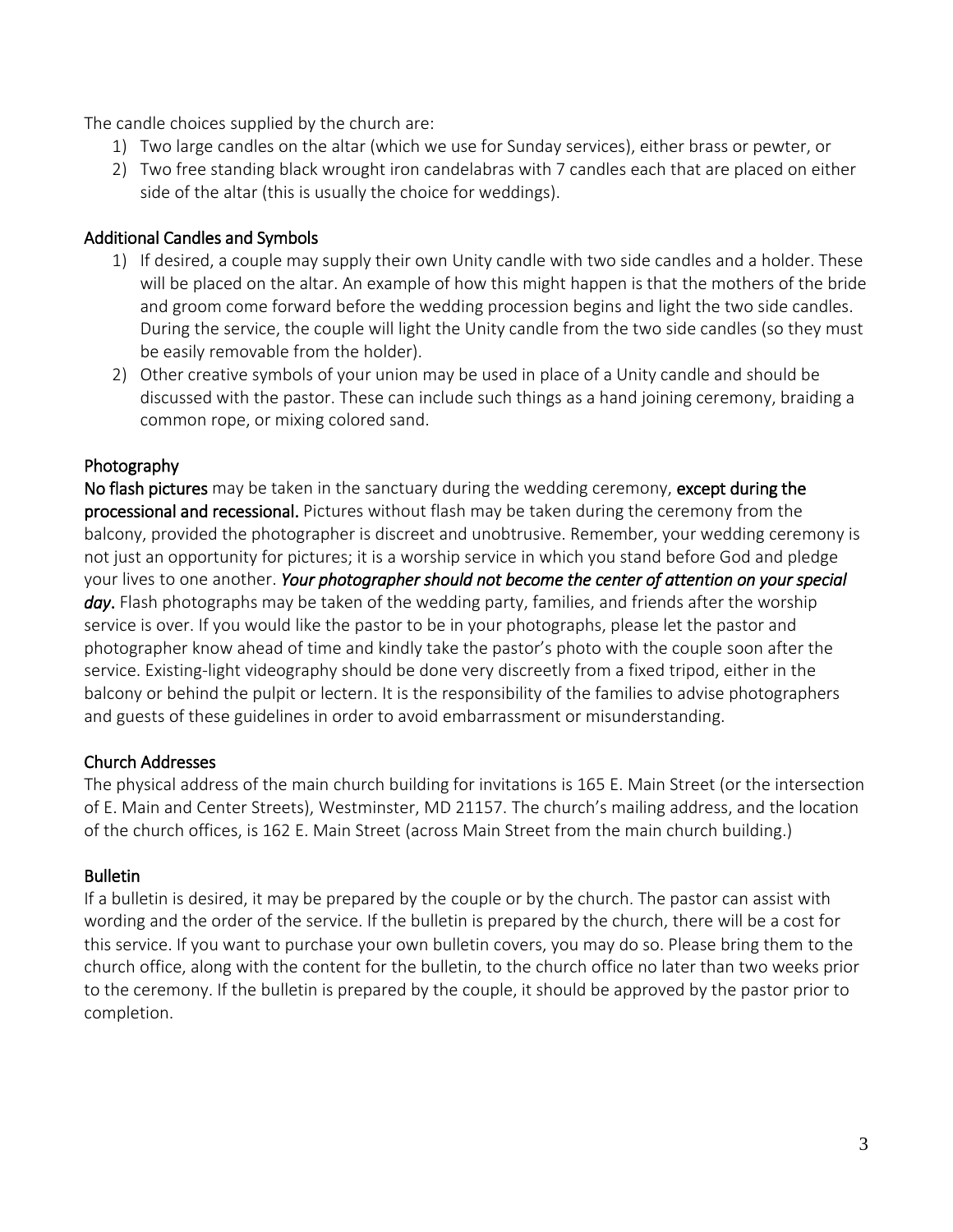The candle choices supplied by the church are:

1) Two large candles on the altar (which we use for Sunday services), either brass or pewter, or
2) Two free standing black wrought iron candelabras with 7 candles each that are placed on either side of the altar (this is usually the choice for weddings).

### Additional Candles and Symbols

1) If desired, a couple may supply their own Unity candle with two side candles and a holder. These will be placed on the altar. An example of how this might happen is that the mothers of the bride and groom come forward before the wedding procession begins and light the two side candles. During the service, the couple will light the Unity candle from the two side candles (so they must be easily removable from the holder).
2) Other creative symbols of your union may be used in place of a Unity candle and should be discussed with the pastor. These can include such things as a hand joining ceremony, braiding a common rope, or mixing colored sand.

### Photography

**No flash pictures** may be taken in the sanctuary during the wedding ceremony, **except during the processional and recessional.** Pictures without flash may be taken during the ceremony from the balcony, provided the photographer is discreet and unobtrusive. Remember, your wedding ceremony is not just an opportunity for pictures; it is a worship service in which you stand before God and pledge your lives to one another. ***Your photographer should not become the center of attention on your special day***. Flash photographs may be taken of the wedding party, families, and friends after the worship service is over. If you would like the pastor to be in your photographs, please let the pastor and photographer know ahead of time and kindly take the pastor's photo with the couple soon after the service. Existing-light videography should be done very discreetly from a fixed tripod, either in the balcony or behind the pulpit or lectern. It is the responsibility of the families to advise photographers and guests of these guidelines in order to avoid embarrassment or misunderstanding.

### Church Addresses

The physical address of the main church building for invitations is 165 E. Main Street (or the intersection of E. Main and Center Streets), Westminster, MD 21157. The church's mailing address, and the location of the church offices, is 162 E. Main Street (across Main Street from the main church building.)

### Bulletin

If a bulletin is desired, it may be prepared by the couple or by the church. The pastor can assist with wording and the order of the service. If the bulletin is prepared by the church, there will be a cost for this service. If you want to purchase your own bulletin covers, you may do so. Please bring them to the church office, along with the content for the bulletin, to the church office no later than two weeks prior to the ceremony. If the bulletin is prepared by the couple, it should be approved by the pastor prior to completion.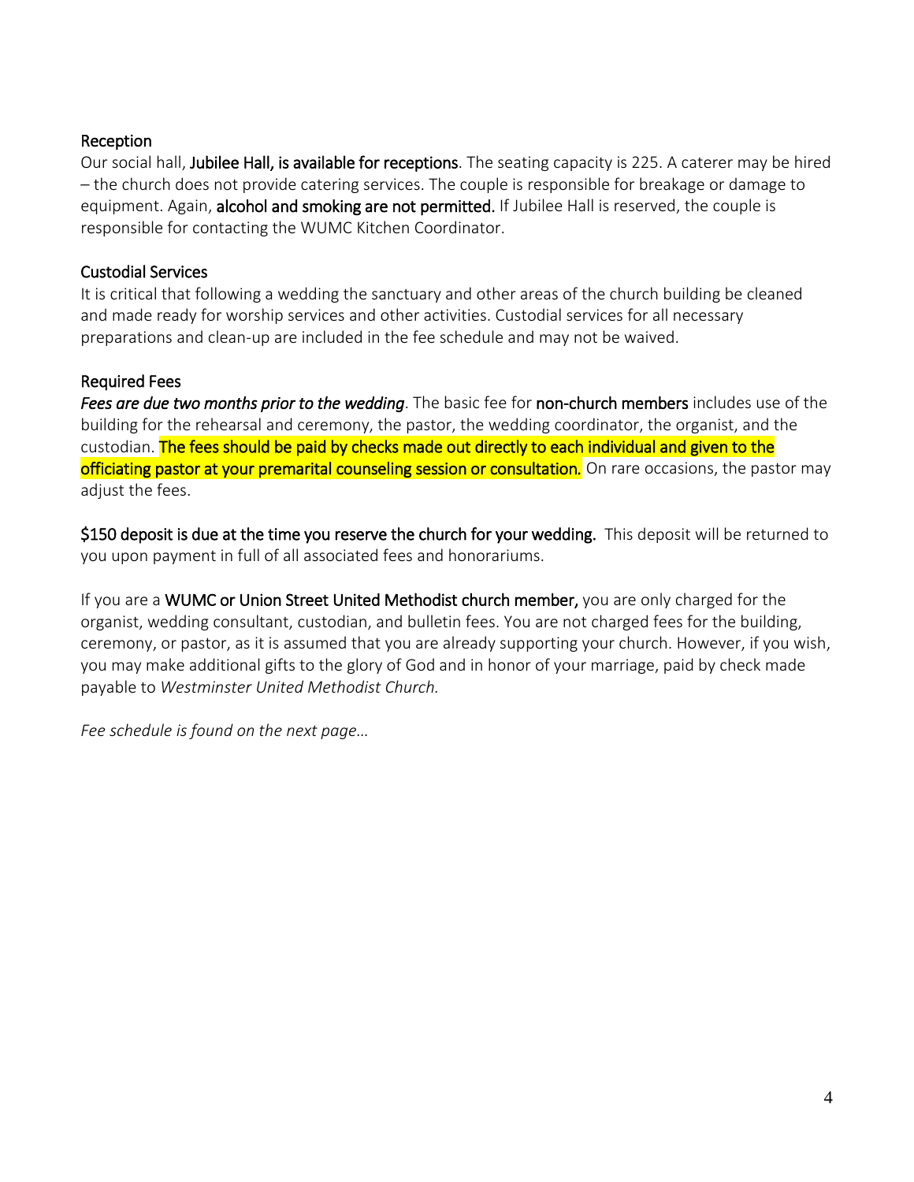## Reception

Our social hall, **Jubilee Hall, is available for receptions**. The seating capacity is 225. A caterer may be hired – the church does not provide catering services. The couple is responsible for breakage or damage to equipment. Again, **alcohol and smoking are not permitted.** If Jubilee Hall is reserved, the couple is responsible for contacting the WUMC Kitchen Coordinator.

## Custodial Services

It is critical that following a wedding the sanctuary and other areas of the church building be cleaned and made ready for worship services and other activities. Custodial services for all necessary preparations and clean-up are included in the fee schedule and may not be waived.

## Required Fees

***Fees are due two months prior to the wedding***. The basic fee for **non-church members** includes use of the building for the rehearsal and ceremony, the pastor, the wedding coordinator, the organist, and the custodian. **The fees should be paid by checks made out directly to each individual and given to the officiating pastor at your premarital counseling session or consultation.** On rare occasions, the pastor may adjust the fees.

**$150 deposit is due at the time you reserve the church for your wedding.** This deposit will be returned to you upon payment in full of all associated fees and honorariums.

If you are a **WUMC or Union Street United Methodist church member,** you are only charged for the organist, wedding consultant, custodian, and bulletin fees. You are not charged fees for the building, ceremony, or pastor, as it is assumed that you are already supporting your church. However, if you wish, you may make additional gifts to the glory of God and in honor of your marriage, paid by check made payable to *Westminster United Methodist Church.*

*Fee schedule is found on the next page…*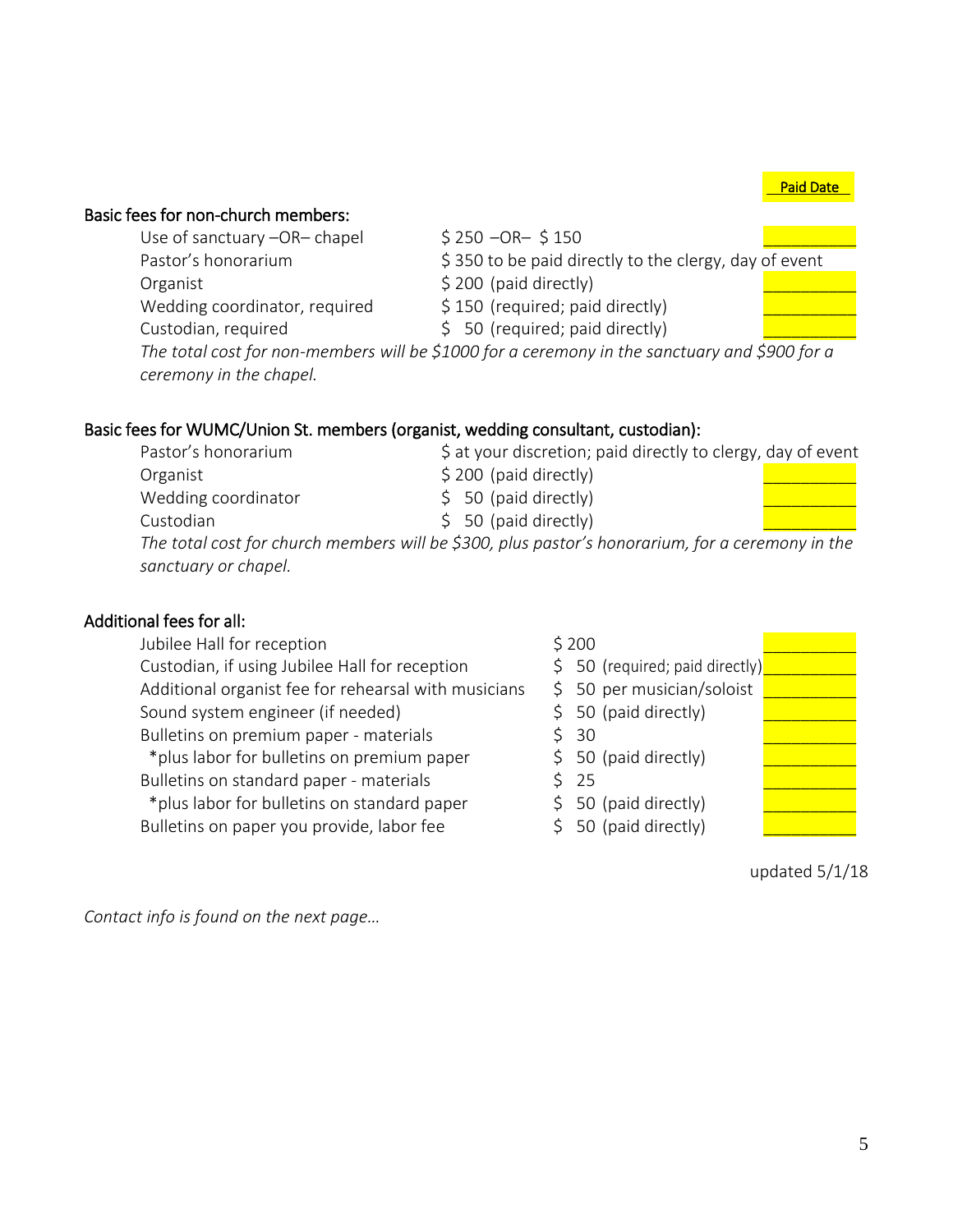| | | Paid Date |
|---|---|---|
| **Basic fees for non-church members:** | | |
| Use of sanctuary –OR– chapel | $ 250 –OR– $ 150 | ________ |
| Pastor's honorarium | $ 350 to be paid directly to the clergy, day of event | |
| Organist | $ 200 (paid directly) | ________ |
| Wedding coordinator, required | $ 150 (required; paid directly) | ________ |
| Custodian, required | $ 50 (required; paid directly) | ________ |

*The total cost for non-members will be $1000 for a ceremony in the sanctuary and $900 for a ceremony in the chapel.*

**Basic fees for WUMC/Union St. members (organist, wedding consultant, custodian):**

| | | |
|---|---|---|
| Pastor's honorarium | $ at your discretion; paid directly to clergy, day of event | |
| Organist | $ 200 (paid directly) | ________ |
| Wedding coordinator | $ 50 (paid directly) | ________ |
| Custodian | $ 50 (paid directly) | ________ |

*The total cost for church members will be $300, plus pastor's honorarium, for a ceremony in the sanctuary or chapel.*

**Additional fees for all:**

| | | |
|---|---|---|
| Jubilee Hall for reception | $ 200 | ________ |
| Custodian, if using Jubilee Hall for reception | $ 50 (required; paid directly) | ________ |
| Additional organist fee for rehearsal with musicians | $ 50 per musician/soloist | ________ |
| Sound system engineer (if needed) | $ 50 (paid directly) | ________ |
| Bulletins on premium paper - materials | $ 30 | ________ |
| *plus labor for bulletins on premium paper | $ 50 (paid directly) | ________ |
| Bulletins on standard paper - materials | $ 25 | ________ |
| *plus labor for bulletins on standard paper | $ 50 (paid directly) | ________ |
| Bulletins on paper you provide, labor fee | $ 50 (paid directly) | ________ |

updated 5/1/18

*Contact info is found on the next page…*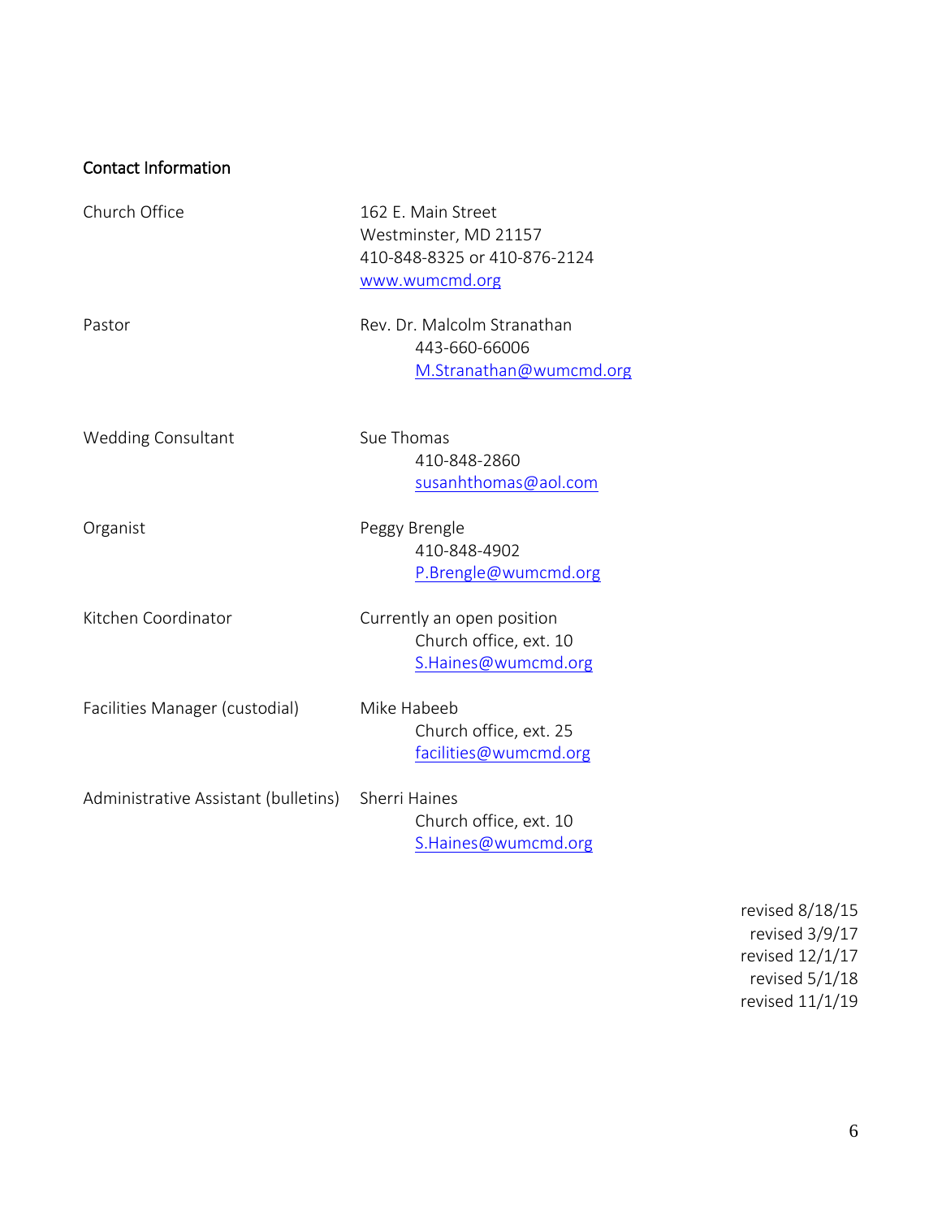## Contact Information

| | |
|---|---|
| Church Office | 162 E. Main Street<br>Westminster, MD 21157<br>410-848-8325 or 410-876-2124<br>www.wumcmd.org |
| Pastor | Rev. Dr. Malcolm Stranathan<br>443-660-66006<br>M.Stranathan@wumcmd.org |
| Wedding Consultant | Sue Thomas<br>410-848-2860<br>susanhthomas@aol.com |
| Organist | Peggy Brengle<br>410-848-4902<br>P.Brengle@wumcmd.org |
| Kitchen Coordinator | Currently an open position<br>Church office, ext. 10<br>S.Haines@wumcmd.org |
| Facilities Manager (custodial) | Mike Habeeb<br>Church office, ext. 25<br>facilities@wumcmd.org |
| Administrative Assistant (bulletins) | Sherri Haines<br>Church office, ext. 10<br>S.Haines@wumcmd.org |

revised 8/18/15
revised 3/9/17
revised 12/1/17
revised 5/1/18
revised 11/1/19